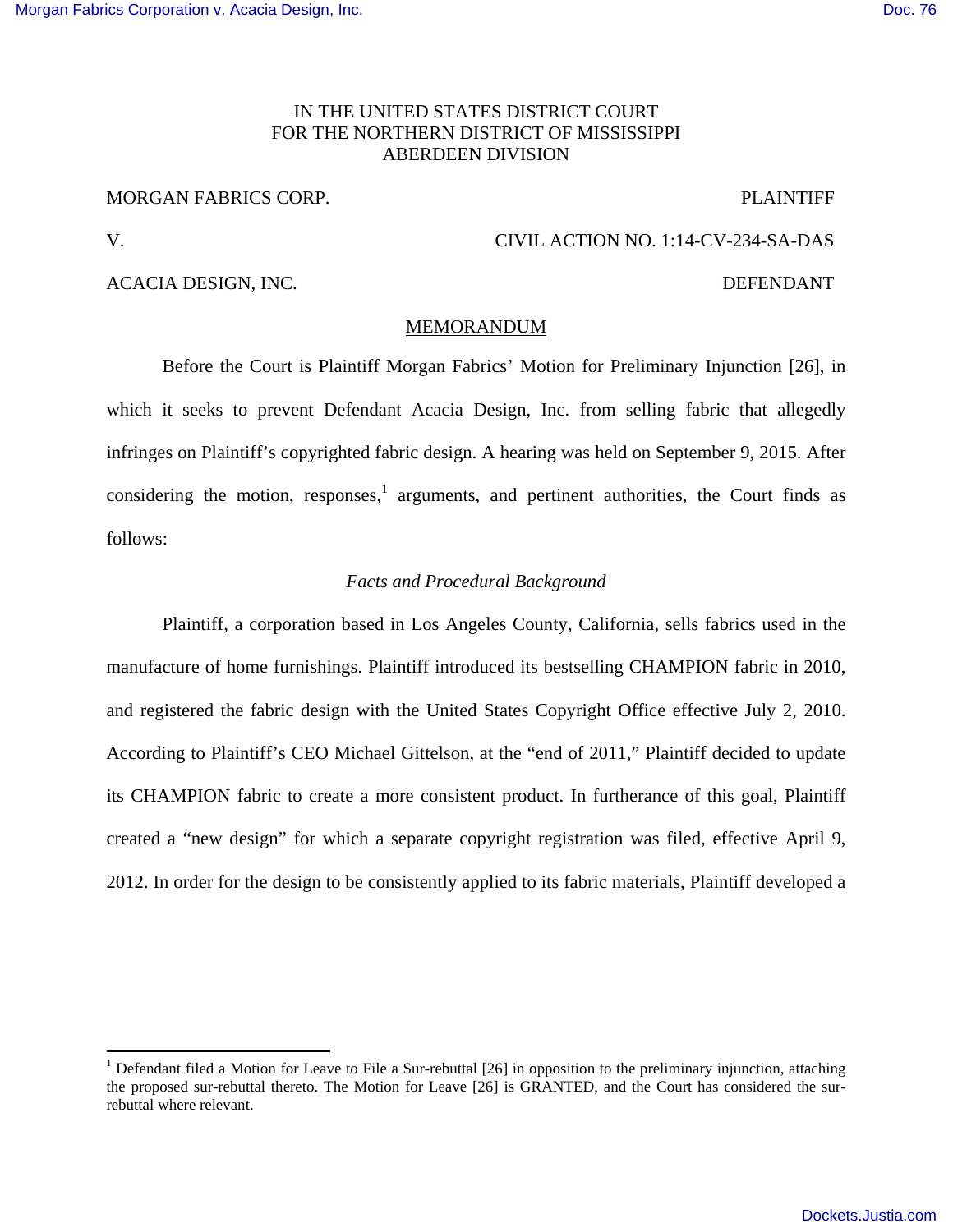IN THE UNITED STATES DISTRICT COURT
FOR THE NORTHERN DISTRICT OF MISSISSIPPI
ABERDEEN DIVISION

MORGAN FABRICS CORP. PLAINTIFF

V. CIVIL ACTION NO. 1:14-CV-234-SA-DAS

ACACIA DESIGN, INC. DEFENDANT

MEMORANDUM

Before the Court is Plaintiff Morgan Fabrics' Motion for Preliminary Injunction [26], in which it seeks to prevent Defendant Acacia Design, Inc. from selling fabric that allegedly infringes on Plaintiff's copyrighted fabric design. A hearing was held on September 9, 2015. After considering the motion, responses,[1] arguments, and pertinent authorities, the Court finds as follows:

*Facts and Procedural Background*

Plaintiff, a corporation based in Los Angeles County, California, sells fabrics used in the manufacture of home furnishings. Plaintiff introduced its bestselling CHAMPION fabric in 2010, and registered the fabric design with the United States Copyright Office effective July 2, 2010. According to Plaintiff's CEO Michael Gittelson, at the "end of 2011," Plaintiff decided to update its CHAMPION fabric to create a more consistent product. In furtherance of this goal, Plaintiff created a "new design" for which a separate copyright registration was filed, effective April 9, 2012. In order for the design to be consistently applied to its fabric materials, Plaintiff developed a

[1] Defendant filed a Motion for Leave to File a Sur-rebuttal [26] in opposition to the preliminary injunction, attaching the proposed sur-rebuttal thereto. The Motion for Leave [26] is GRANTED, and the Court has considered the sur-rebuttal where relevant.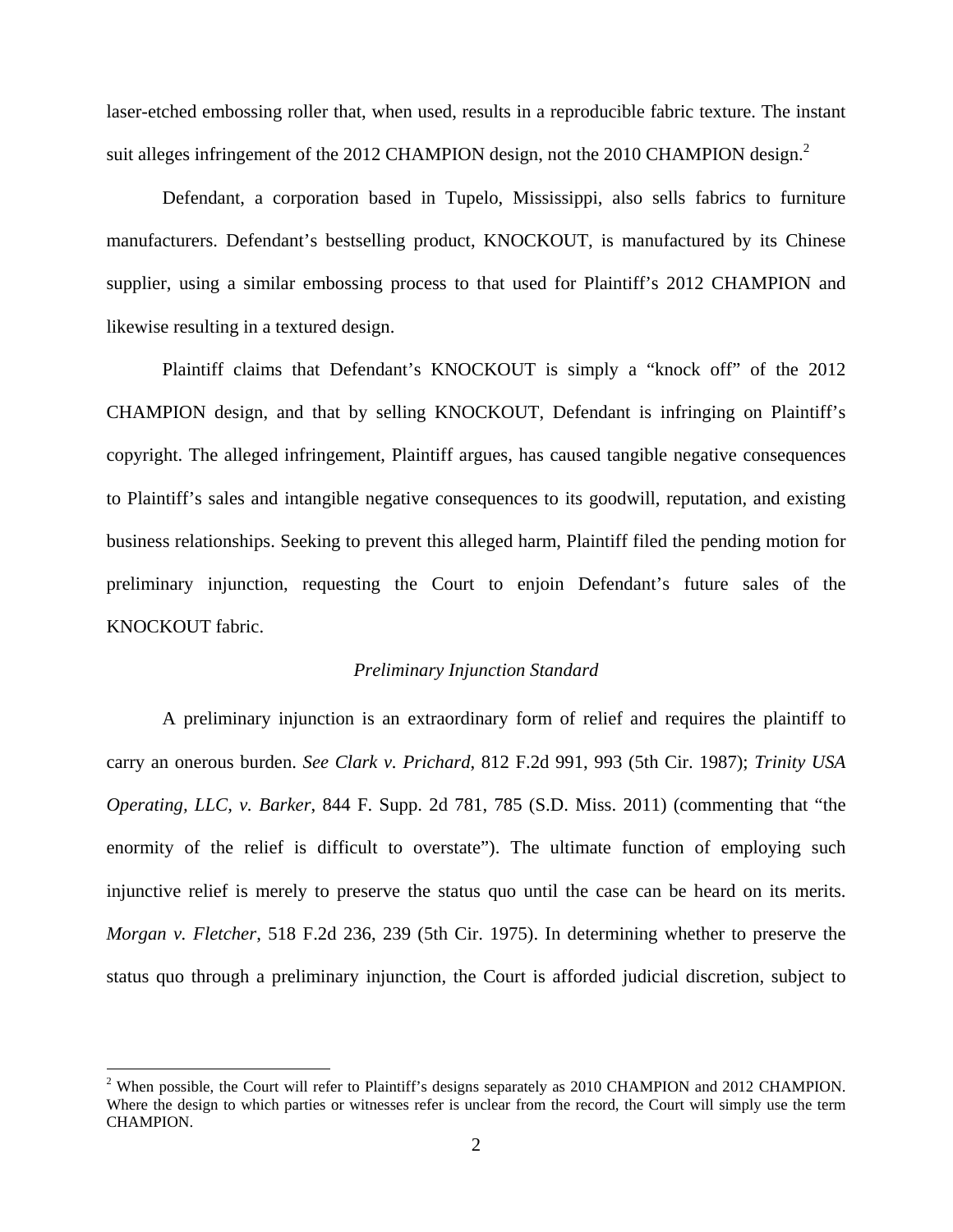laser-etched embossing roller that, when used, results in a reproducible fabric texture. The instant suit alleges infringement of the 2012 CHAMPION design, not the 2010 CHAMPION design.[2]

Defendant, a corporation based in Tupelo, Mississippi, also sells fabrics to furniture manufacturers. Defendant's bestselling product, KNOCKOUT, is manufactured by its Chinese supplier, using a similar embossing process to that used for Plaintiff's 2012 CHAMPION and likewise resulting in a textured design.

Plaintiff claims that Defendant's KNOCKOUT is simply a "knock off" of the 2012 CHAMPION design, and that by selling KNOCKOUT, Defendant is infringing on Plaintiff's copyright. The alleged infringement, Plaintiff argues, has caused tangible negative consequences to Plaintiff's sales and intangible negative consequences to its goodwill, reputation, and existing business relationships. Seeking to prevent this alleged harm, Plaintiff filed the pending motion for preliminary injunction, requesting the Court to enjoin Defendant's future sales of the KNOCKOUT fabric.

*Preliminary Injunction Standard*

A preliminary injunction is an extraordinary form of relief and requires the plaintiff to carry an onerous burden. *See Clark v. Prichard*, 812 F.2d 991, 993 (5th Cir. 1987); *Trinity USA Operating, LLC, v. Barker*, 844 F. Supp. 2d 781, 785 (S.D. Miss. 2011) (commenting that "the enormity of the relief is difficult to overstate"). The ultimate function of employing such injunctive relief is merely to preserve the status quo until the case can be heard on its merits. *Morgan v. Fletcher*, 518 F.2d 236, 239 (5th Cir. 1975). In determining whether to preserve the status quo through a preliminary injunction, the Court is afforded judicial discretion, subject to

[2] When possible, the Court will refer to Plaintiff's designs separately as 2010 CHAMPION and 2012 CHAMPION. Where the design to which parties or witnesses refer is unclear from the record, the Court will simply use the term CHAMPION.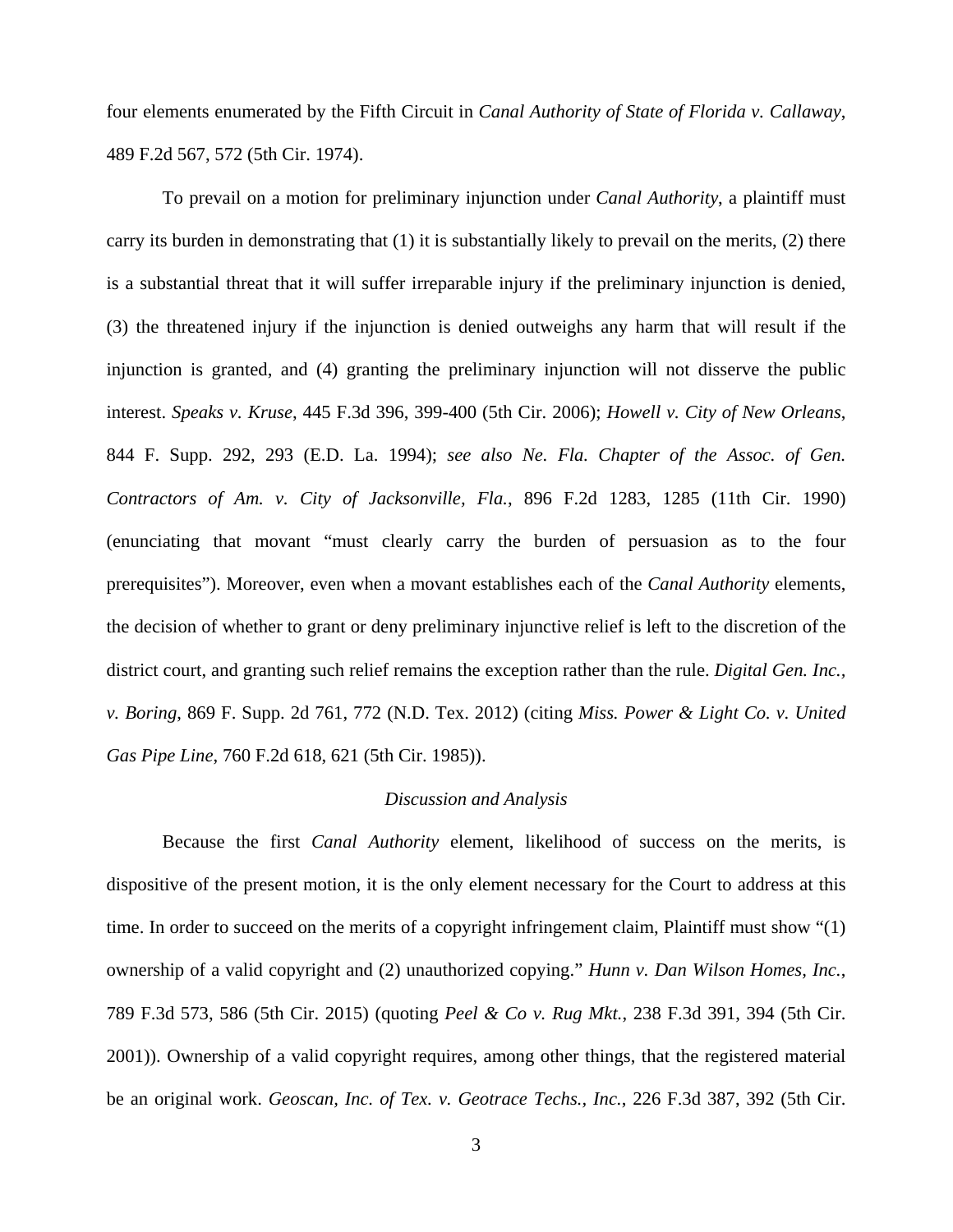four elements enumerated by the Fifth Circuit in *Canal Authority of State of Florida v. Callaway*, 489 F.2d 567, 572 (5th Cir. 1974).

To prevail on a motion for preliminary injunction under *Canal Authority*, a plaintiff must carry its burden in demonstrating that (1) it is substantially likely to prevail on the merits, (2) there is a substantial threat that it will suffer irreparable injury if the preliminary injunction is denied, (3) the threatened injury if the injunction is denied outweighs any harm that will result if the injunction is granted, and (4) granting the preliminary injunction will not disserve the public interest. *Speaks v. Kruse*, 445 F.3d 396, 399-400 (5th Cir. 2006); *Howell v. City of New Orleans*, 844 F. Supp. 292, 293 (E.D. La. 1994); *see also Ne. Fla. Chapter of the Assoc. of Gen. Contractors of Am. v. City of Jacksonville, Fla.*, 896 F.2d 1283, 1285 (11th Cir. 1990) (enunciating that movant "must clearly carry the burden of persuasion as to the four prerequisites"). Moreover, even when a movant establishes each of the *Canal Authority* elements, the decision of whether to grant or deny preliminary injunctive relief is left to the discretion of the district court, and granting such relief remains the exception rather than the rule. *Digital Gen. Inc., v. Boring*, 869 F. Supp. 2d 761, 772 (N.D. Tex. 2012) (citing *Miss. Power & Light Co. v. United Gas Pipe Line*, 760 F.2d 618, 621 (5th Cir. 1985)).

*Discussion and Analysis*

Because the first *Canal Authority* element, likelihood of success on the merits, is dispositive of the present motion, it is the only element necessary for the Court to address at this time. In order to succeed on the merits of a copyright infringement claim, Plaintiff must show "(1) ownership of a valid copyright and (2) unauthorized copying." *Hunn v. Dan Wilson Homes, Inc.*, 789 F.3d 573, 586 (5th Cir. 2015) (quoting *Peel & Co v. Rug Mkt.*, 238 F.3d 391, 394 (5th Cir. 2001)). Ownership of a valid copyright requires, among other things, that the registered material be an original work. *Geoscan, Inc. of Tex. v. Geotrace Techs., Inc.*, 226 F.3d 387, 392 (5th Cir.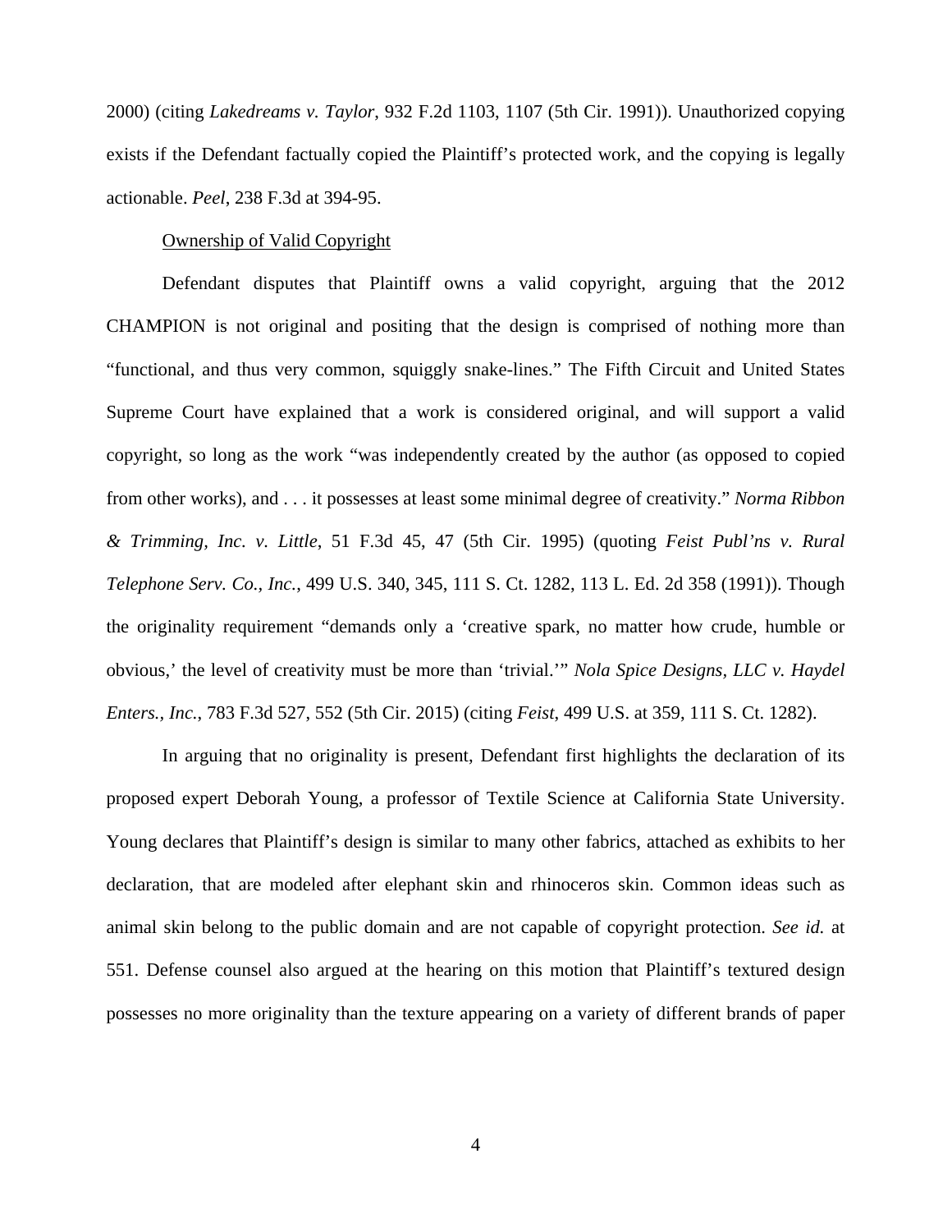2000) (citing *Lakedreams v. Taylor*, 932 F.2d 1103, 1107 (5th Cir. 1991)). Unauthorized copying exists if the Defendant factually copied the Plaintiff's protected work, and the copying is legally actionable. *Peel*, 238 F.3d at 394-95.

<u>Ownership of Valid Copyright</u>

Defendant disputes that Plaintiff owns a valid copyright, arguing that the 2012 CHAMPION is not original and positing that the design is comprised of nothing more than "functional, and thus very common, squiggly snake-lines." The Fifth Circuit and United States Supreme Court have explained that a work is considered original, and will support a valid copyright, so long as the work "was independently created by the author (as opposed to copied from other works), and . . . it possesses at least some minimal degree of creativity." *Norma Ribbon & Trimming, Inc. v. Little*, 51 F.3d 45, 47 (5th Cir. 1995) (quoting *Feist Publ'ns v. Rural Telephone Serv. Co., Inc.*, 499 U.S. 340, 345, 111 S. Ct. 1282, 113 L. Ed. 2d 358 (1991)). Though the originality requirement "demands only a 'creative spark, no matter how crude, humble or obvious,' the level of creativity must be more than 'trivial.'" *Nola Spice Designs, LLC v. Haydel Enters., Inc.*, 783 F.3d 527, 552 (5th Cir. 2015) (citing *Feist*, 499 U.S. at 359, 111 S. Ct. 1282).

In arguing that no originality is present, Defendant first highlights the declaration of its proposed expert Deborah Young, a professor of Textile Science at California State University. Young declares that Plaintiff's design is similar to many other fabrics, attached as exhibits to her declaration, that are modeled after elephant skin and rhinoceros skin. Common ideas such as animal skin belong to the public domain and are not capable of copyright protection. *See id.* at 551. Defense counsel also argued at the hearing on this motion that Plaintiff's textured design possesses no more originality than the texture appearing on a variety of different brands of paper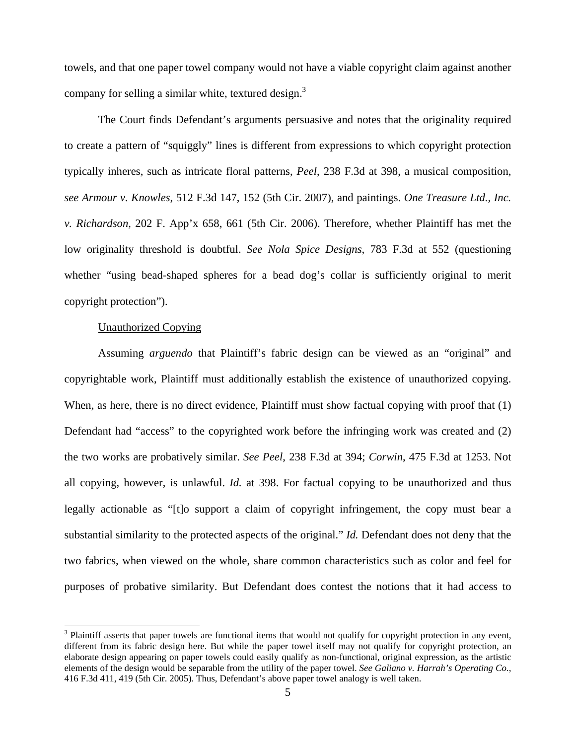towels, and that one paper towel company would not have a viable copyright claim against another company for selling a similar white, textured design.[3]

The Court finds Defendant's arguments persuasive and notes that the originality required to create a pattern of "squiggly" lines is different from expressions to which copyright protection typically inheres, such as intricate floral patterns, *Peel*, 238 F.3d at 398, a musical composition, *see Armour v. Knowles*, 512 F.3d 147, 152 (5th Cir. 2007), and paintings. *One Treasure Ltd., Inc. v. Richardson*, 202 F. App'x 658, 661 (5th Cir. 2006). Therefore, whether Plaintiff has met the low originality threshold is doubtful. *See Nola Spice Designs*, 783 F.3d at 552 (questioning whether "using bead-shaped spheres for a bead dog's collar is sufficiently original to merit copyright protection").

<u>Unauthorized Copying</u>

Assuming *arguendo* that Plaintiff's fabric design can be viewed as an "original" and copyrightable work, Plaintiff must additionally establish the existence of unauthorized copying. When, as here, there is no direct evidence, Plaintiff must show factual copying with proof that (1) Defendant had "access" to the copyrighted work before the infringing work was created and (2) the two works are probatively similar. *See Peel*, 238 F.3d at 394; *Corwin*, 475 F.3d at 1253. Not all copying, however, is unlawful. *Id.* at 398. For factual copying to be unauthorized and thus legally actionable as "[t]o support a claim of copyright infringement, the copy must bear a substantial similarity to the protected aspects of the original." *Id.* Defendant does not deny that the two fabrics, when viewed on the whole, share common characteristics such as color and feel for purposes of probative similarity. But Defendant does contest the notions that it had access to

[3] Plaintiff asserts that paper towels are functional items that would not qualify for copyright protection in any event, different from its fabric design here. But while the paper towel itself may not qualify for copyright protection, an elaborate design appearing on paper towels could easily qualify as non-functional, original expression, as the artistic elements of the design would be separable from the utility of the paper towel. *See Galiano v. Harrah's Operating Co.*, 416 F.3d 411, 419 (5th Cir. 2005). Thus, Defendant's above paper towel analogy is well taken.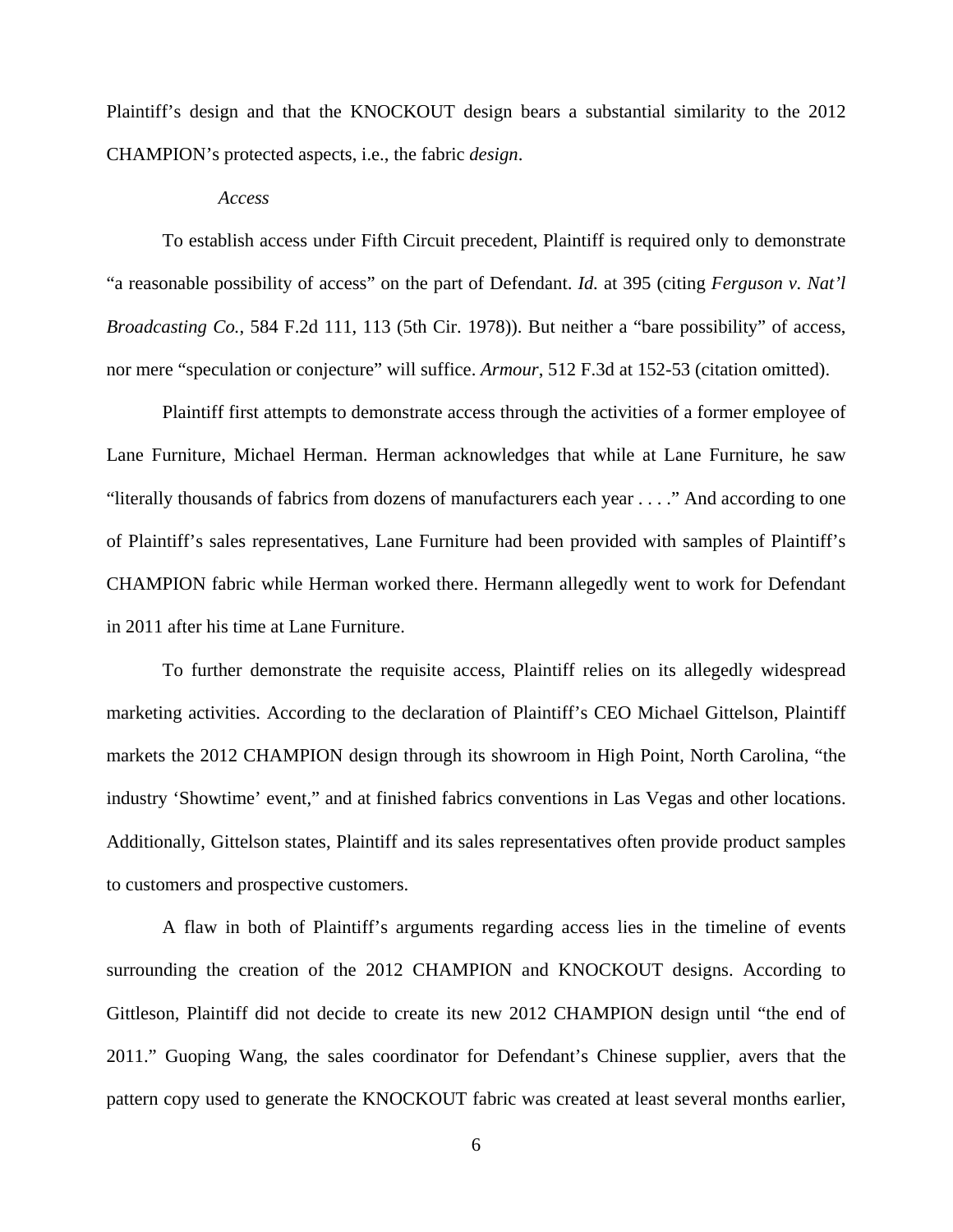Plaintiff's design and that the KNOCKOUT design bears a substantial similarity to the 2012 CHAMPION's protected aspects, i.e., the fabric *design*.

*Access*

To establish access under Fifth Circuit precedent, Plaintiff is required only to demonstrate "a reasonable possibility of access" on the part of Defendant. *Id.* at 395 (citing *Ferguson v. Nat'l Broadcasting Co.*, 584 F.2d 111, 113 (5th Cir. 1978)). But neither a "bare possibility" of access, nor mere "speculation or conjecture" will suffice. *Armour*, 512 F.3d at 152-53 (citation omitted).

Plaintiff first attempts to demonstrate access through the activities of a former employee of Lane Furniture, Michael Herman. Herman acknowledges that while at Lane Furniture, he saw "literally thousands of fabrics from dozens of manufacturers each year . . . ." And according to one of Plaintiff's sales representatives, Lane Furniture had been provided with samples of Plaintiff's CHAMPION fabric while Herman worked there. Hermann allegedly went to work for Defendant in 2011 after his time at Lane Furniture.

To further demonstrate the requisite access, Plaintiff relies on its allegedly widespread marketing activities. According to the declaration of Plaintiff's CEO Michael Gittelson, Plaintiff markets the 2012 CHAMPION design through its showroom in High Point, North Carolina, "the industry 'Showtime' event," and at finished fabrics conventions in Las Vegas and other locations. Additionally, Gittelson states, Plaintiff and its sales representatives often provide product samples to customers and prospective customers.

A flaw in both of Plaintiff's arguments regarding access lies in the timeline of events surrounding the creation of the 2012 CHAMPION and KNOCKOUT designs. According to Gittleson, Plaintiff did not decide to create its new 2012 CHAMPION design until "the end of 2011." Guoping Wang, the sales coordinator for Defendant's Chinese supplier, avers that the pattern copy used to generate the KNOCKOUT fabric was created at least several months earlier,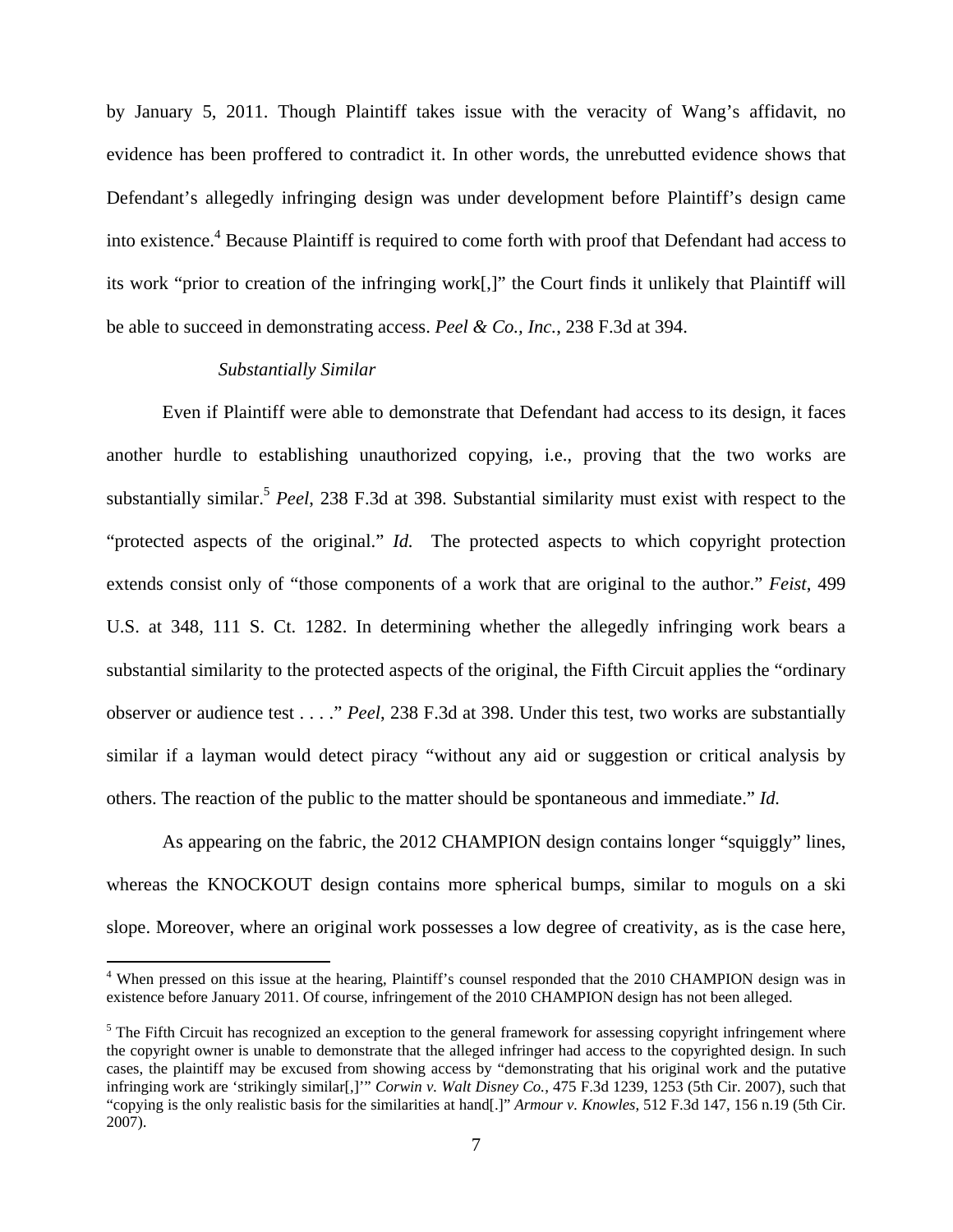by January 5, 2011. Though Plaintiff takes issue with the veracity of Wang's affidavit, no evidence has been proffered to contradict it. In other words, the unrebutted evidence shows that Defendant's allegedly infringing design was under development before Plaintiff's design came into existence.[4] Because Plaintiff is required to come forth with proof that Defendant had access to its work "prior to creation of the infringing work[,]" the Court finds it unlikely that Plaintiff will be able to succeed in demonstrating access. *Peel & Co., Inc.*, 238 F.3d at 394.

*Substantially Similar*

Even if Plaintiff were able to demonstrate that Defendant had access to its design, it faces another hurdle to establishing unauthorized copying, i.e., proving that the two works are substantially similar.[5] *Peel*, 238 F.3d at 398. Substantial similarity must exist with respect to the "protected aspects of the original." *Id.* The protected aspects to which copyright protection extends consist only of "those components of a work that are original to the author." *Feist*, 499 U.S. at 348, 111 S. Ct. 1282. In determining whether the allegedly infringing work bears a substantial similarity to the protected aspects of the original, the Fifth Circuit applies the "ordinary observer or audience test . . . ." *Peel*, 238 F.3d at 398. Under this test, two works are substantially similar if a layman would detect piracy "without any aid or suggestion or critical analysis by others. The reaction of the public to the matter should be spontaneous and immediate." *Id.*

As appearing on the fabric, the 2012 CHAMPION design contains longer "squiggly" lines, whereas the KNOCKOUT design contains more spherical bumps, similar to moguls on a ski slope. Moreover, where an original work possesses a low degree of creativity, as is the case here,

---

[4] When pressed on this issue at the hearing, Plaintiff's counsel responded that the 2010 CHAMPION design was in existence before January 2011. Of course, infringement of the 2010 CHAMPION design has not been alleged.

[5] The Fifth Circuit has recognized an exception to the general framework for assessing copyright infringement where the copyright owner is unable to demonstrate that the alleged infringer had access to the copyrighted design. In such cases, the plaintiff may be excused from showing access by "demonstrating that his original work and the putative infringing work are 'strikingly similar[,]'" *Corwin v. Walt Disney Co.*, 475 F.3d 1239, 1253 (5th Cir. 2007), such that "copying is the only realistic basis for the similarities at hand[.]" *Armour v. Knowles*, 512 F.3d 147, 156 n.19 (5th Cir. 2007).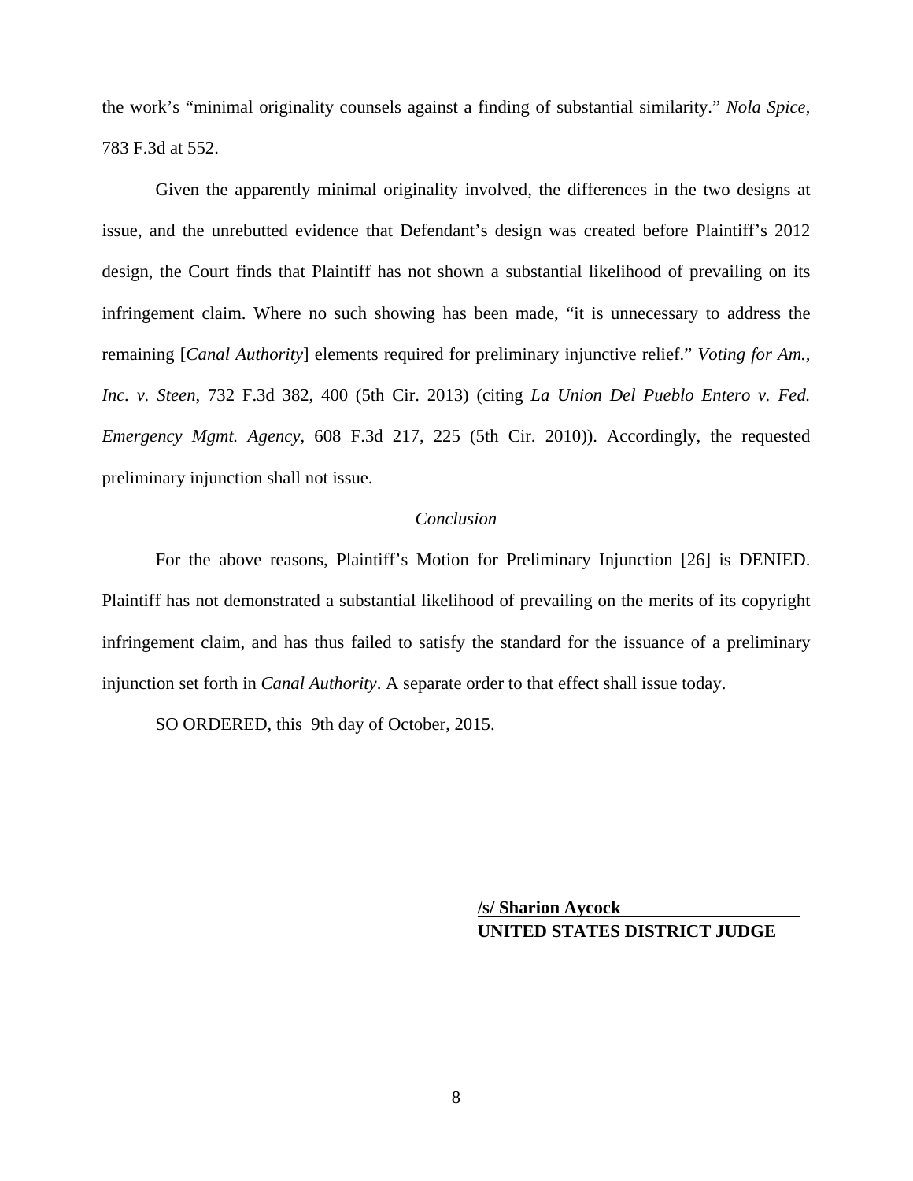the work's "minimal originality counsels against a finding of substantial similarity." *Nola Spice*, 783 F.3d at 552.

Given the apparently minimal originality involved, the differences in the two designs at issue, and the unrebutted evidence that Defendant's design was created before Plaintiff's 2012 design, the Court finds that Plaintiff has not shown a substantial likelihood of prevailing on its infringement claim. Where no such showing has been made, "it is unnecessary to address the remaining [*Canal Authority*] elements required for preliminary injunctive relief." *Voting for Am., Inc. v. Steen*, 732 F.3d 382, 400 (5th Cir. 2013) (citing *La Union Del Pueblo Entero v. Fed. Emergency Mgmt. Agency*, 608 F.3d 217, 225 (5th Cir. 2010)). Accordingly, the requested preliminary injunction shall not issue.

*Conclusion*

For the above reasons, Plaintiff's Motion for Preliminary Injunction [26] is DENIED. Plaintiff has not demonstrated a substantial likelihood of prevailing on the merits of its copyright infringement claim, and has thus failed to satisfy the standard for the issuance of a preliminary injunction set forth in *Canal Authority*. A separate order to that effect shall issue today.

SO ORDERED, this 9th day of October, 2015.

**/s/ Sharion Aycock**
**UNITED STATES DISTRICT JUDGE**